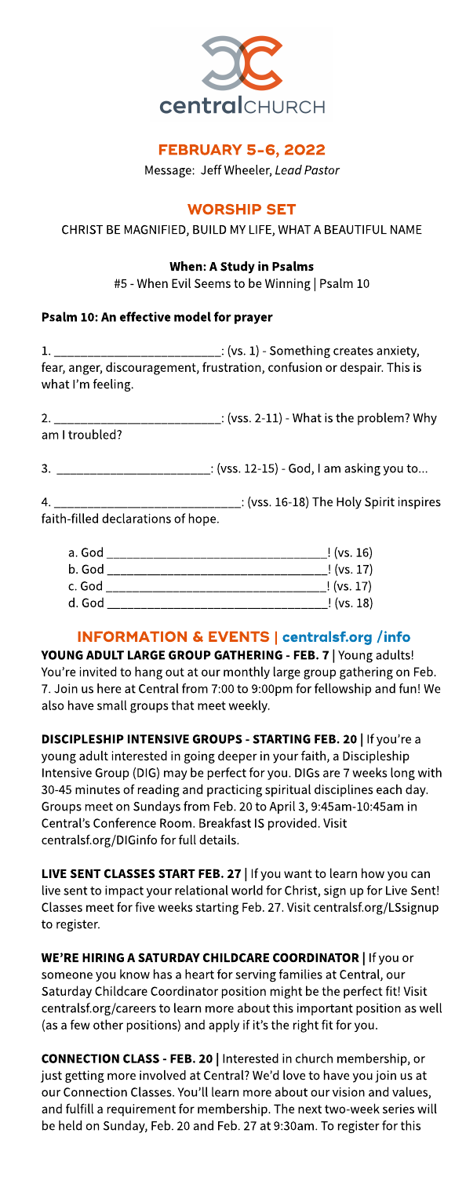centralCHURCH

# FEBRUARY 5-6, 2022

Message: Jeff Wheeler, *Lead Pastor*

## WORSHIP SET

CHRIST BE MAGNIFIED, BUILD MY LIFE, WHAT A BEAUTIFUL NAME

### When: A Study in Psalms

#5 - When Evil Seems to be Winning | Psalm 10

**Psalm 10: An effective model for prayer**

1. ________________________: (vs. 1) - Something creates anxiety, fear, anger, discouragement, frustration, confusion or despair. This is what I'm feeling.

2. ________________________: (vss. 2-11) - What is the problem? Why am I troubled?

3. ______________________: (vss. 12-15) - God, I am asking you to...

4. ___________________________: (vss. 16-18) The Holy Spirit inspires faith-filled declarations of hope.

   a. God _______________________________! (vs. 16)
   b. God _______________________________! (vs. 17)
   c. God _______________________________! (vs. 17)
   d. God _______________________________! (vs. 18)

## INFORMATION & EVENTS | centralsf.org /info

**YOUNG ADULT LARGE GROUP GATHERING - FEB. 7 |** Young adults! You're invited to hang out at our monthly large group gathering on Feb. 7. Join us here at Central from 7:00 to 9:00pm for fellowship and fun! We also have small groups that meet weekly.

**DISCIPLESHIP INTENSIVE GROUPS - STARTING FEB. 20 |** If you're a young adult interested in going deeper in your faith, a Discipleship Intensive Group (DIG) may be perfect for you. DIGs are 7 weeks long with 30-45 minutes of reading and practicing spiritual disciplines each day. Groups meet on Sundays from Feb. 20 to April 3, 9:45am-10:45am in Central's Conference Room. Breakfast IS provided. Visit centralsf.org/DIGinfo for full details.

**LIVE SENT CLASSES START FEB. 27 |** If you want to learn how you can live sent to impact your relational world for Christ, sign up for Live Sent! Classes meet for five weeks starting Feb. 27. Visit centralsf.org/LSsignup to register.

**WE'RE HIRING A SATURDAY CHILDCARE COORDINATOR |** If you or someone you know has a heart for serving families at Central, our Saturday Childcare Coordinator position might be the perfect fit! Visit centralsf.org/careers to learn more about this important position as well (as a few other positions) and apply if it's the right fit for you.

**CONNECTION CLASS - FEB. 20 |** Interested in church membership, or just getting more involved at Central? We'd love to have you join us at our Connection Classes. You'll learn more about our vision and values, and fulfill a requirement for membership. The next two-week series will be held on Sunday, Feb. 20 and Feb. 27 at 9:30am. To register for this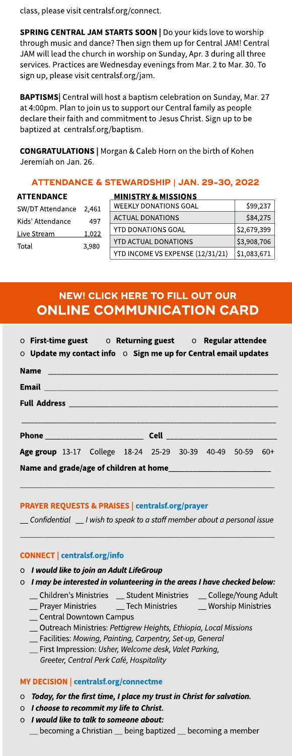class, please visit centralsf.org/connect.

**SPRING CENTRAL JAM STARTS SOON |** Do your kids love to worship through music and dance? Then sign them up for Central JAM! Central JAM will lead the church in worship on Sunday, Apr. 3 during all three services. Practices are Wednesday evenings from Mar. 2 to Mar. 30. To sign up, please visit centralsf.org/jam.

**BAPTISMS|** Central will host a baptism celebration on Sunday, Mar. 27 at 4:00pm. Plan to join us to support our Central family as people declare their faith and commitment to Jesus Christ. Sign up to be baptized at centralsf.org/baptism.

**CONGRATULATIONS |** Morgan & Caleb Horn on the birth of Kohen Jeremiah on Jan. 26.

## ATTENDANCE & STEWARDSHIP | JAN. 29-30, 2022

**ATTENDANCE**

| | |
|---|---|
| SW/DT Attendance | 2,461 |
| Kids' Attendance | 497 |
| Live Stream | 1,022 |
| Total | 3,980 |

**MINISTRY & MISSIONS**

| | |
|---|---|
| WEEKLY DONATIONS GOAL | $99,237 |
| ACTUAL DONATIONS | $84,275 |
| YTD DONATIONS GOAL | $2,679,399 |
| YTD ACTUAL DONATIONS | $3,908,706 |
| YTD INCOME VS EXPENSE (12/31/21) | $1,083,671 |

## NEW! CLICK HERE TO FILL OUT OUR ONLINE COMMUNICATION CARD

○ **First-time guest** ○ **Returning guest** ○ **Regular attendee**
○ **Update my contact info** ○ **Sign me up for Central email updates**

**Name** ____________________________________________

**Email** ____________________________________________

**Full Address** ______________________________________

____________________________________________________

**Phone** ____________________ **Cell** ____________________

**Age group** 13-17 College 18-24 25-29 30-39 40-49 50-59 60+

**Name and grade/age of children at home**____________________

____________________________________________________

**PRAYER REQUESTS & PRAISES | centralsf.org/prayer**

*__ Confidential __ I wish to speak to a staff member about a personal issue*

____________________________________________________

**CONNECT | centralsf.org/info**

○ ***I would like to join an Adult LifeGroup***
○ ***I may be interested in volunteering in the areas I have checked below:***
- __ Children's Ministries __ Student Ministries __ College/Young Adult
- __ Prayer Ministries __ Tech Ministries __ Worship Ministries
- __ Central Downtown Campus
- __ Outreach Ministries: *Pettigrew Heights, Ethiopia, Local Missions*
- __ Facilities: *Mowing, Painting, Carpentry, Set-up, General*
- __ First Impression: *Usher, Welcome desk, Valet Parking, Greeter, Central Perk Café, Hospitality*

**MY DECISION | centralsf.org/connectme**

○ ***Today, for the first time, I place my trust in Christ for salvation.***
○ ***I choose to recommit my life to Christ.***
○ ***I would like to talk to someone about:***
__ becoming a Christian __ being baptized __ becoming a member